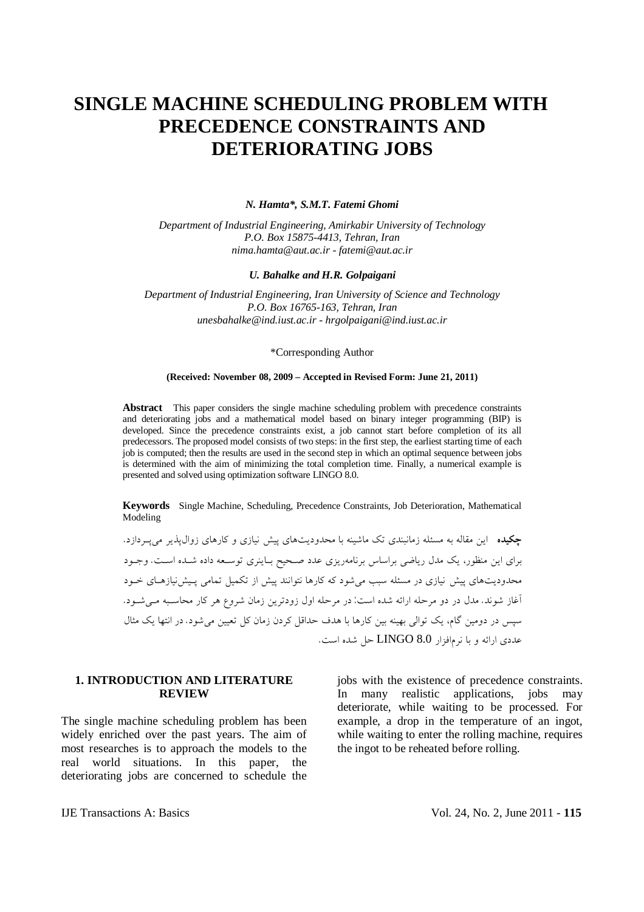# SINGLE MACHINE SCHEDULING PROBLEM WITH PRECEDENCE CONSTRAINTS AND DETERIORATING JOBS

***N. Hamta\*, S.M.T. Fatemi Ghomi***

*Department of Industrial Engineering, Amirkabir University of Technology*
*P.O. Box 15875-4413, Tehran, Iran*
*nima.hamta@aut.ac.ir - fatemi@aut.ac.ir*

***U. Bahalke and H.R. Golpaigani***

*Department of Industrial Engineering, Iran University of Science and Technology*
*P.O. Box 16765-163, Tehran, Iran*
*unesbahalke@ind.iust.ac.ir - hrgolpaigani@ind.iust.ac.ir*

\*Corresponding Author

**(Received: November 08, 2009 – Accepted in Revised Form: June 21, 2011)**

**Abstract** This paper considers the single machine scheduling problem with precedence constraints and deteriorating jobs and a mathematical model based on binary integer programming (BIP) is developed. Since the precedence constraints exist, a job cannot start before completion of its all predecessors. The proposed model consists of two steps: in the first step, the earliest starting time of each job is computed; then the results are used in the second step in which an optimal sequence between jobs is determined with the aim of minimizing the total completion time. Finally, a numerical example is presented and solved using optimization software LINGO 8.0.

**Keywords** Single Machine, Scheduling, Precedence Constraints, Job Deterioration, Mathematical Modeling

**چکیده** این مقاله به مسئله زمانبندی تک ماشینه با محدودیت‌های پیش نیازی و کارهای زوال‌پذیر می‌پردازد. برای این منظور، یک مدل ریاضی براساس برنامه‌ریزی عدد صحیح باینری توسعه داده شده است. وجود محدودیت‌های پیش نیازی در مسئله سبب می‌شود که کارها نتوانند پیش از تکمیل تمامی پیش‌نیازهای خود آغاز شوند. مدل در دو مرحله ارائه شده است: در مرحله اول زودترین زمان شروع هر کار محاسبه می‌شود. سپس در دومین گام، یک توالی بهینه بین کارها با هدف حداقل کردن زمان کل تعیین می‌شود. در انتها یک مثال عددی ارائه و با نرم‌افزار LINGO 8.0 حل شده است.

## 1. INTRODUCTION AND LITERATURE REVIEW

The single machine scheduling problem has been widely enriched over the past years. The aim of most researches is to approach the models to the real world situations. In this paper, the deteriorating jobs are concerned to schedule the jobs with the existence of precedence constraints. In many realistic applications, jobs may deteriorate, while waiting to be processed. For example, a drop in the temperature of an ingot, while waiting to enter the rolling machine, requires the ingot to be reheated before rolling.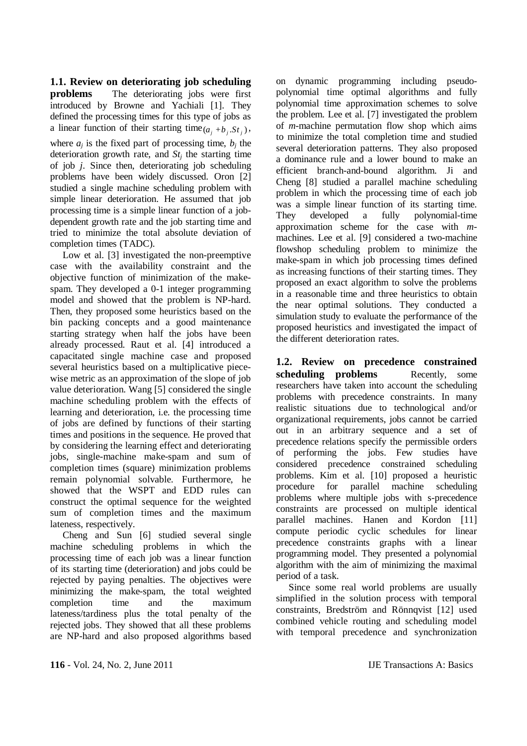### 1.1. Review on deteriorating job scheduling problems

The deteriorating jobs were first introduced by Browne and Yachiali [1]. They defined the processing times for this type of jobs as a linear function of their starting time $(a_j + b_j.St_j)$, where $a_j$ is the fixed part of processing time, $b_j$ the deterioration growth rate, and $St_j$ the starting time of job $j$. Since then, deteriorating job scheduling problems have been widely discussed. Oron [2] studied a single machine scheduling problem with simple linear deterioration. He assumed that job processing time is a simple linear function of a job-dependent growth rate and the job starting time and tried to minimize the total absolute deviation of completion times (TADC).

Low et al. [3] investigated the non-preemptive case with the availability constraint and the objective function of minimization of the make-spam. They developed a 0-1 integer programming model and showed that the problem is NP-hard. Then, they proposed some heuristics based on the bin packing concepts and a good maintenance starting strategy when half the jobs have been already processed. Raut et al. [4] introduced a capacitated single machine case and proposed several heuristics based on a multiplicative piece-wise metric as an approximation of the slope of job value deterioration. Wang [5] considered the single machine scheduling problem with the effects of learning and deterioration, i.e. the processing time of jobs are defined by functions of their starting times and positions in the sequence. He proved that by considering the learning effect and deteriorating jobs, single-machine make-spam and sum of completion times (square) minimization problems remain polynomial solvable. Furthermore, he showed that the WSPT and EDD rules can construct the optimal sequence for the weighted sum of completion times and the maximum lateness, respectively.

Cheng and Sun [6] studied several single machine scheduling problems in which the processing time of each job was a linear function of its starting time (deterioration) and jobs could be rejected by paying penalties. The objectives were minimizing the make-spam, the total weighted completion time and the maximum lateness/tardiness plus the total penalty of the rejected jobs. They showed that all these problems are NP-hard and also proposed algorithms based on dynamic programming including pseudo-polynomial time optimal algorithms and fully polynomial time approximation schemes to solve the problem. Lee et al. [7] investigated the problem of $m$-machine permutation flow shop which aims to minimize the total completion time and studied several deterioration patterns. They also proposed a dominance rule and a lower bound to make an efficient branch-and-bound algorithm. Ji and Cheng [8] studied a parallel machine scheduling problem in which the processing time of each job was a simple linear function of its starting time. They developed a fully polynomial-time approximation scheme for the case with $m$-machines. Lee et al. [9] considered a two-machine flowshop scheduling problem to minimize the make-spam in which job processing times defined as increasing functions of their starting times. They proposed an exact algorithm to solve the problems in a reasonable time and three heuristics to obtain the near optimal solutions. They conducted a simulation study to evaluate the performance of the proposed heuristics and investigated the impact of the different deterioration rates.

### 1.2. Review on precedence constrained scheduling problems

Recently, some researchers have taken into account the scheduling problems with precedence constraints. In many realistic situations due to technological and/or organizational requirements, jobs cannot be carried out in an arbitrary sequence and a set of precedence relations specify the permissible orders of performing the jobs. Few studies have considered precedence constrained scheduling problems. Kim et al. [10] proposed a heuristic procedure for parallel machine scheduling problems where multiple jobs with s-precedence constraints are processed on multiple identical parallel machines. Hanen and Kordon [11] compute periodic cyclic schedules for linear precedence constraints graphs with a linear programming model. They presented a polynomial algorithm with the aim of minimizing the maximal period of a task.

Since some real world problems are usually simplified in the solution process with temporal constraints, Bredström and Rönnqvist [12] used combined vehicle routing and scheduling model with temporal precedence and synchronization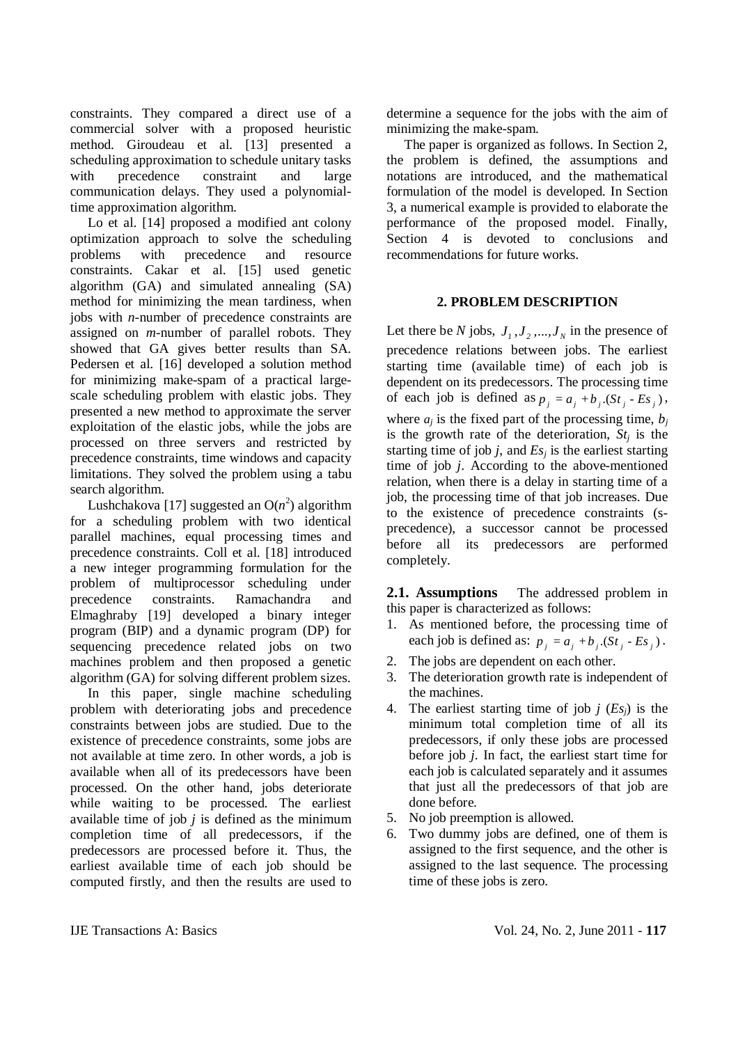constraints. They compared a direct use of a commercial solver with a proposed heuristic method. Giroudeau et al. [13] presented a scheduling approximation to schedule unitary tasks with precedence constraint and large communication delays. They used a polynomial-time approximation algorithm.

Lo et al. [14] proposed a modified ant colony optimization approach to solve the scheduling problems with precedence and resource constraints. Cakar et al. [15] used genetic algorithm (GA) and simulated annealing (SA) method for minimizing the mean tardiness, when jobs with *n*-number of precedence constraints are assigned on *m*-number of parallel robots. They showed that GA gives better results than SA. Pedersen et al. [16] developed a solution method for minimizing make-spam of a practical large-scale scheduling problem with elastic jobs. They presented a new method to approximate the server exploitation of the elastic jobs, while the jobs are processed on three servers and restricted by precedence constraints, time windows and capacity limitations. They solved the problem using a tabu search algorithm.

Lushchakova [17] suggested an $O(n^2)$ algorithm for a scheduling problem with two identical parallel machines, equal processing times and precedence constraints. Coll et al. [18] introduced a new integer programming formulation for the problem of multiprocessor scheduling under precedence constraints. Ramachandra and Elmaghraby [19] developed a binary integer program (BIP) and a dynamic program (DP) for sequencing precedence related jobs on two machines problem and then proposed a genetic algorithm (GA) for solving different problem sizes.

In this paper, single machine scheduling problem with deteriorating jobs and precedence constraints between jobs are studied. Due to the existence of precedence constraints, some jobs are not available at time zero. In other words, a job is available when all of its predecessors have been processed. On the other hand, jobs deteriorate while waiting to be processed. The earliest available time of job *j* is defined as the minimum completion time of all predecessors, if the predecessors are processed before it. Thus, the earliest available time of each job should be computed firstly, and then the results are used to determine a sequence for the jobs with the aim of minimizing the make-spam.

The paper is organized as follows. In Section 2, the problem is defined, the assumptions and notations are introduced, and the mathematical formulation of the model is developed. In Section 3, a numerical example is provided to elaborate the performance of the proposed model. Finally, Section 4 is devoted to conclusions and recommendations for future works.

## 2. PROBLEM DESCRIPTION

Let there be *N* jobs, $J_1, J_2, ..., J_N$ in the presence of precedence relations between jobs. The earliest starting time (available time) of each job is dependent on its predecessors. The processing time of each job is defined as $p_j = a_j + b_j.(St_j - Es_j)$, where $a_j$ is the fixed part of the processing time, $b_j$ is the growth rate of the deterioration, $St_j$ is the starting time of job *j*, and $Es_j$ is the earliest starting time of job *j*. According to the above-mentioned relation, when there is a delay in starting time of a job, the processing time of that job increases. Due to the existence of precedence constraints (s-precedence), a successor cannot be processed before all its predecessors are performed completely.

### 2.1. Assumptions

The addressed problem in this paper is characterized as follows:

1. As mentioned before, the processing time of each job is defined as: $p_j = a_j + b_j.(St_j - Es_j)$.
2. The jobs are dependent on each other.
3. The deterioration growth rate is independent of the machines.
4. The earliest starting time of job *j* ($Es_j$) is the minimum total completion time of all its predecessors, if only these jobs are processed before job *j*. In fact, the earliest start time for each job is calculated separately and it assumes that just all the predecessors of that job are done before.
5. No job preemption is allowed.
6. Two dummy jobs are defined, one of them is assigned to the first sequence, and the other is assigned to the last sequence. The processing time of these jobs is zero.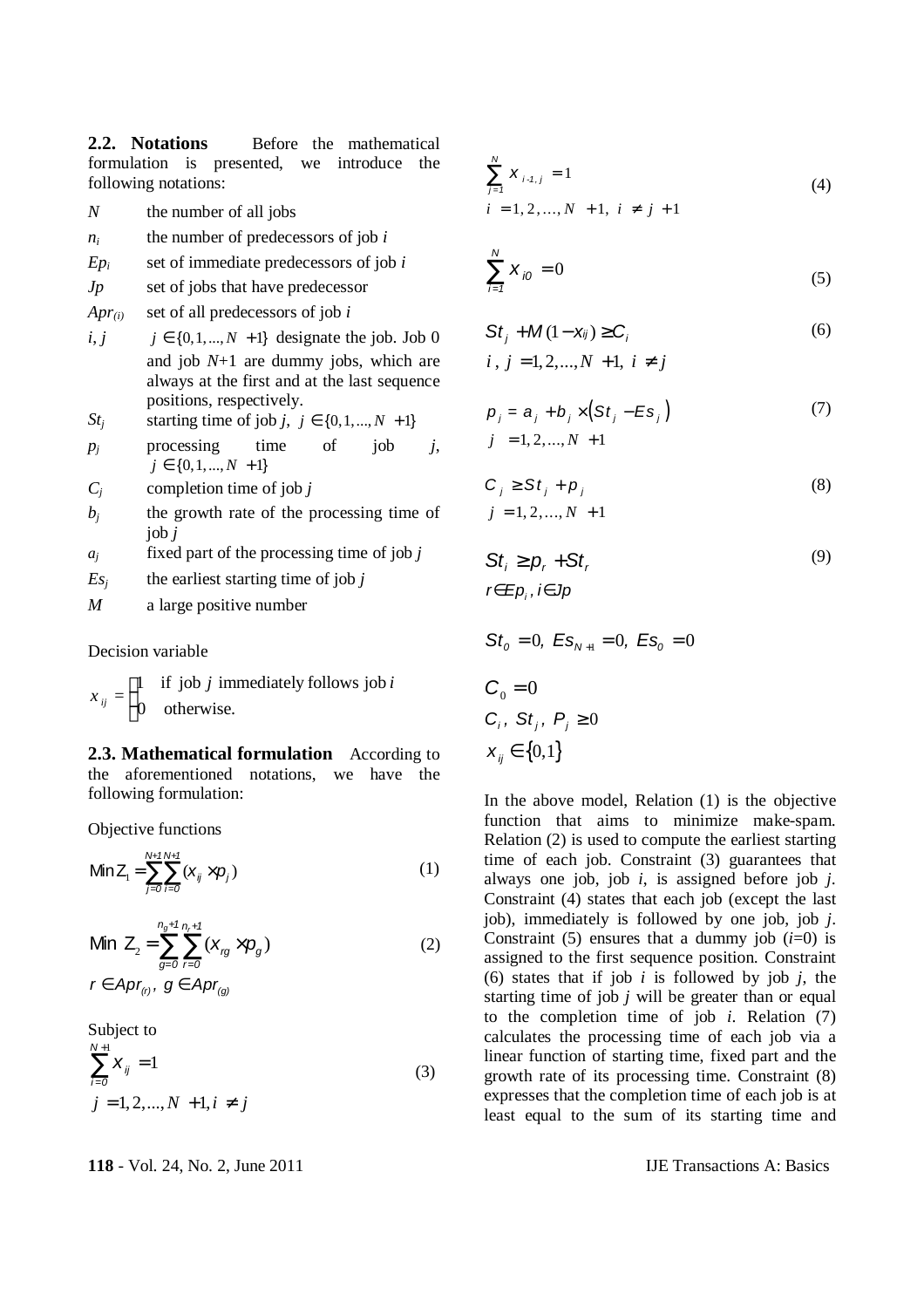**2.2. Notations** Before the mathematical formulation is presented, we introduce the following notations:

- $N$ the number of all jobs
- $n_i$ the number of predecessors of job $i$
- $Ep_i$ set of immediate predecessors of job $i$
- $Jp$ set of jobs that have predecessor
- $Apr_{(i)}$ set of all predecessors of job $i$
- $i, j$ $j \in \{0,1,...,N+1\}$ designate the job. Job 0 and job $N$+1 are dummy jobs, which are always at the first and at the last sequence positions, respectively.
- $St_j$ starting time of job $j$, $j \in \{0,1,...,N+1\}$
- $p_j$ processing time of job $j$, $j \in \{0,1,...,N+1\}$
- $C_j$ completion time of job $j$
- $b_j$ the growth rate of the processing time of job $j$
- $a_j$ fixed part of the processing time of job $j$
- $Es_j$ the earliest starting time of job $j$
- $M$ a large positive number

Decision variable

$$x_{ij} = \begin{cases} 1 & \text{if job } j \text{ immediately follows job } i \\ 0 & \text{otherwise.} \end{cases}$$

**2.3. Mathematical formulation** According to the aforementioned notations, we have the following formulation:

Objective functions

$$\text{Min}\, Z_1 = \sum_{j=0}^{N+1}\sum_{i=0}^{N+1}(x_{ij} \times p_j) \tag{1}$$

$$\text{Min}\; Z_2 = \sum_{g=0}^{n_g+1}\sum_{r=0}^{n_r+1}(x_{rg} \times p_g) \tag{2}$$
$$r \in Apr_{(r)},\; g \in Apr_{(g)}$$

Subject to

$$\sum_{i=0}^{N+1} x_{ij} = 1 \tag{3}$$
$$j = 1,2,...,N+1, i \neq j$$

$$\sum_{j=1}^{N} x_{i\text{-}1,j} = 1 \tag{4}$$
$$i = 1,2,\ldots,N+1,\; i \neq j+1$$

$$\sum_{i=1}^{N} x_{i0} = 0 \tag{5}$$

$$St_j + M(1 - x_{ij}) \geq C_i \tag{6}$$
$$i,\; j = 1,2,...,N+1,\; i \neq j$$

$$p_j = a_j + b_j \times \left(St_j - Es_j\right) \tag{7}$$
$$j = 1,2,\ldots,N+1$$

$$C_j \geq St_j + p_j \tag{8}$$
$$j = 1,2,\ldots,N+1$$

$$St_i \geq p_r + St_r \tag{9}$$
$$r \in Ep_i, i \in Jp$$

$$St_0 = 0,\; Es_{N+1} = 0,\; Es_0 = 0$$

$$C_0 = 0$$
$$C_i,\; St_j,\; P_j \geq 0$$
$$x_{ij} \in \{0,1\}$$

In the above model, Relation (1) is the objective function that aims to minimize make-spam. Relation (2) is used to compute the earliest starting time of each job. Constraint (3) guarantees that always one job, job $i$, is assigned before job $j$. Constraint (4) states that each job (except the last job), immediately is followed by one job, job $j$. Constraint (5) ensures that a dummy job ($i$=0) is assigned to the first sequence position. Constraint (6) states that if job $i$ is followed by job $j$, the starting time of job $j$ will be greater than or equal to the completion time of job $i$. Relation (7) calculates the processing time of each job via a linear function of starting time, fixed part and the growth rate of its processing time. Constraint (8) expresses that the completion time of each job is at least equal to the sum of its starting time and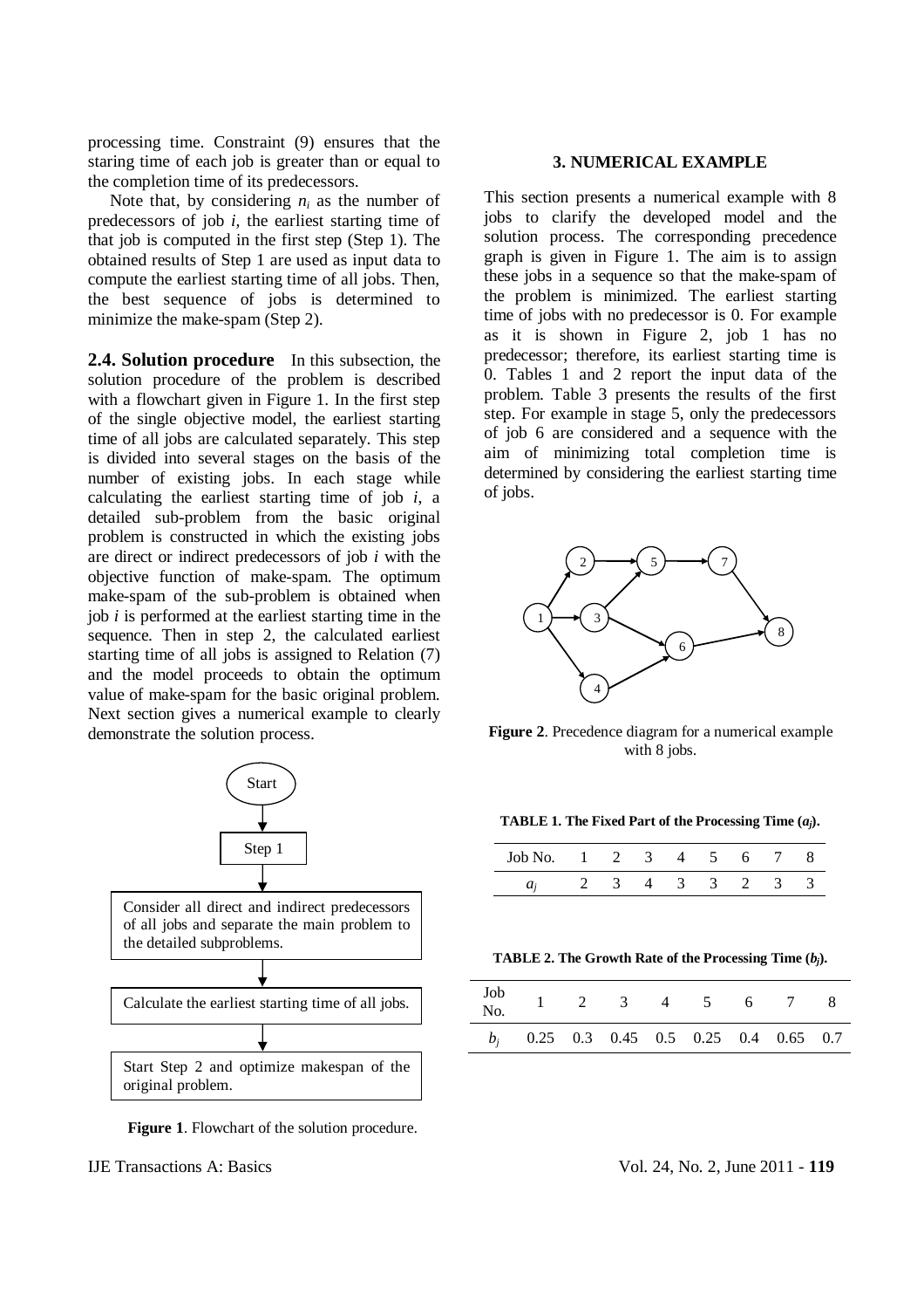processing time. Constraint (9) ensures that the staring time of each job is greater than or equal to the completion time of its predecessors.

Note that, by considering $n_i$ as the number of predecessors of job $i$, the earliest starting time of that job is computed in the first step (Step 1). The obtained results of Step 1 are used as input data to compute the earliest starting time of all jobs. Then, the best sequence of jobs is determined to minimize the make-spam (Step 2).

**2.4. Solution procedure** In this subsection, the solution procedure of the problem is described with a flowchart given in Figure 1. In the first step of the single objective model, the earliest starting time of all jobs are calculated separately. This step is divided into several stages on the basis of the number of existing jobs. In each stage while calculating the earliest starting time of job $i$, a detailed sub-problem from the basic original problem is constructed in which the existing jobs are direct or indirect predecessors of job $i$ with the objective function of make-spam. The optimum make-spam of the sub-problem is obtained when job $i$ is performed at the earliest starting time in the sequence. Then in step 2, the calculated earliest starting time of all jobs is assigned to Relation (7) and the model proceeds to obtain the optimum value of make-spam for the basic original problem. Next section gives a numerical example to clearly demonstrate the solution process.

Start

Step 1

Consider all direct and indirect predecessors of all jobs and separate the main problem to the detailed subproblems.

Calculate the earliest starting time of all jobs.

Start Step 2 and optimize makespan of the original problem.

**Figure 1**. Flowchart of the solution procedure.

## 3. NUMERICAL EXAMPLE

This section presents a numerical example with 8 jobs to clarify the developed model and the solution process. The corresponding precedence graph is given in Figure 1. The aim is to assign these jobs in a sequence so that the make-spam of the problem is minimized. The earliest starting time of jobs with no predecessor is 0. For example as it is shown in Figure 2, job 1 has no predecessor; therefore, its earliest starting time is 0. Tables 1 and 2 report the input data of the problem. Table 3 presents the results of the first step. For example in stage 5, only the predecessors of job 6 are considered and a sequence with the aim of minimizing total completion time is determined by considering the earliest starting time of jobs.

**Figure 2**. Precedence diagram for a numerical example with 8 jobs.

**TABLE 1. The Fixed Part of the Processing Time ($a_j$).**

| Job No. | 1 | 2 | 3 | 4 | 5 | 6 | 7 | 8 |
|---|---|---|---|---|---|---|---|---|
| $a_j$ | 2 | 3 | 4 | 3 | 3 | 2 | 3 | 3 |

**TABLE 2. The Growth Rate of the Processing Time ($b_j$).**

| Job No. | 1 | 2 | 3 | 4 | 5 | 6 | 7 | 8 |
|---|---|---|---|---|---|---|---|---|
| $b_j$ | 0.25 | 0.3 | 0.45 | 0.5 | 0.25 | 0.4 | 0.65 | 0.7 |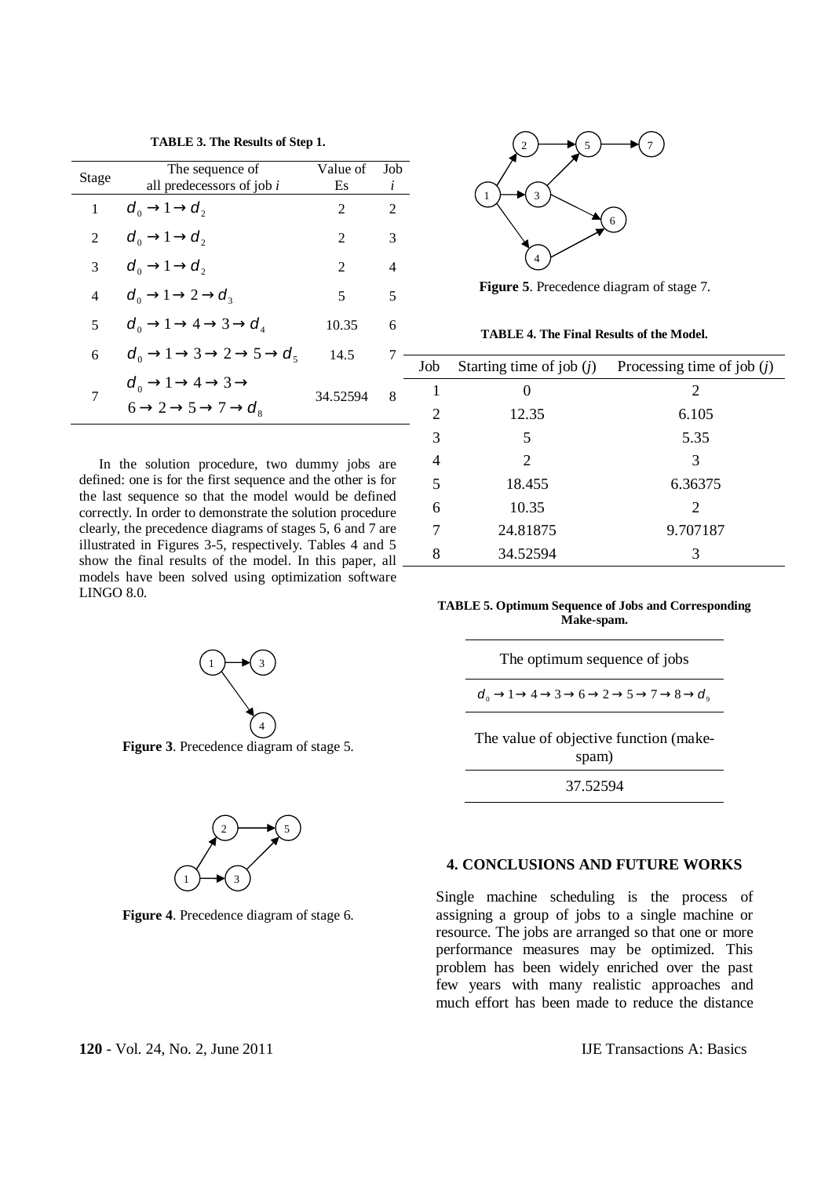**TABLE 3. The Results of Step 1.**

| Stage | The sequence of all predecessors of job $i$ | Value of Es | Job $i$ |
|---|---|---|---|
| 1 | $d_0 \rightarrow 1 \rightarrow d_2$ | 2 | 2 |
| 2 | $d_0 \rightarrow 1 \rightarrow d_2$ | 2 | 3 |
| 3 | $d_0 \rightarrow 1 \rightarrow d_2$ | 2 | 4 |
| 4 | $d_0 \rightarrow 1 \rightarrow 2 \rightarrow d_3$ | 5 | 5 |
| 5 | $d_0 \rightarrow 1 \rightarrow 4 \rightarrow 3 \rightarrow d_4$ | 10.35 | 6 |
| 6 | $d_0 \rightarrow 1 \rightarrow 3 \rightarrow 2 \rightarrow 5 \rightarrow d_5$ | 14.5 | 7 |
| 7 | $d_0 \rightarrow 1 \rightarrow 4 \rightarrow 3 \rightarrow 6 \rightarrow 2 \rightarrow 5 \rightarrow 7 \rightarrow d_8$ | 34.52594 | 8 |

In the solution procedure, two dummy jobs are defined: one is for the first sequence and the other is for the last sequence so that the model would be defined correctly. In order to demonstrate the solution procedure clearly, the precedence diagrams of stages 5, 6 and 7 are illustrated in Figures 3-5, respectively. Tables 4 and 5 show the final results of the model. In this paper, all models have been solved using optimization software LINGO 8.0.

**Figure 3**. Precedence diagram of stage 5.

**Figure 4**. Precedence diagram of stage 6.

**Figure 5**. Precedence diagram of stage 7.

**TABLE 4. The Final Results of the Model.**

| Job | Starting time of job ($j$) | Processing time of job ($j$) |
|---|---|---|
| 1 | 0 | 2 |
| 2 | 12.35 | 6.105 |
| 3 | 5 | 5.35 |
| 4 | 2 | 3 |
| 5 | 18.455 | 6.36375 |
| 6 | 10.35 | 2 |
| 7 | 24.81875 | 9.707187 |
| 8 | 34.52594 | 3 |

**TABLE 5. Optimum Sequence of Jobs and Corresponding Make-spam.**

| The optimum sequence of jobs |
|---|
| $d_0 \rightarrow 1 \rightarrow 4 \rightarrow 3 \rightarrow 6 \rightarrow 2 \rightarrow 5 \rightarrow 7 \rightarrow 8 \rightarrow d_9$ |
| The value of objective function (make-spam) |
| 37.52594 |

## 4. CONCLUSIONS AND FUTURE WORKS

Single machine scheduling is the process of assigning a group of jobs to a single machine or resource. The jobs are arranged so that one or more performance measures may be optimized. This problem has been widely enriched over the past few years with many realistic approaches and much effort has been made to reduce the distance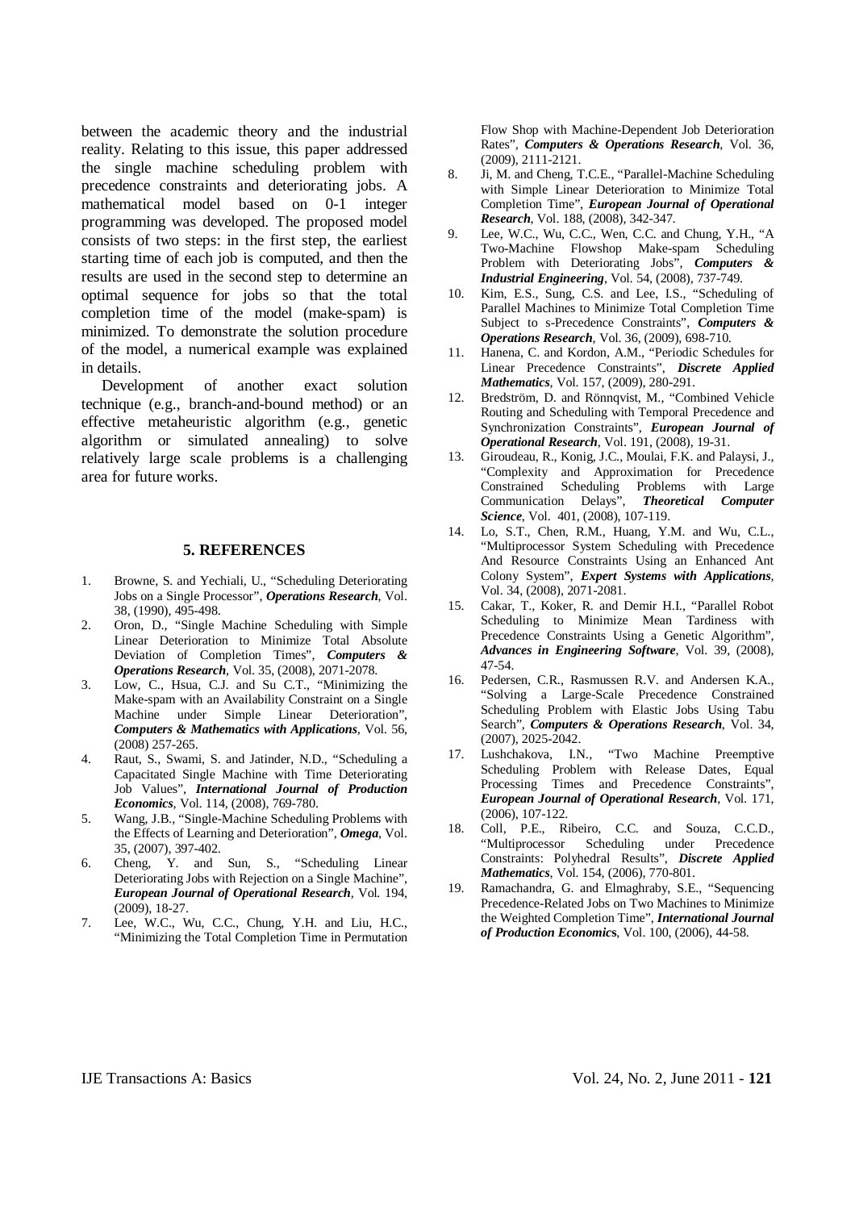between the academic theory and the industrial reality. Relating to this issue, this paper addressed the single machine scheduling problem with precedence constraints and deteriorating jobs. A mathematical model based on 0-1 integer programming was developed. The proposed model consists of two steps: in the first step, the earliest starting time of each job is computed, and then the results are used in the second step to determine an optimal sequence for jobs so that the total completion time of the model (make-spam) is minimized. To demonstrate the solution procedure of the model, a numerical example was explained in details.

Development of another exact solution technique (e.g., branch-and-bound method) or an effective metaheuristic algorithm (e.g., genetic algorithm or simulated annealing) to solve relatively large scale problems is a challenging area for future works.

## 5. REFERENCES

1. Browne, S. and Yechiali, U., "Scheduling Deteriorating Jobs on a Single Processor", ***Operations Research***, Vol. 38, (1990), 495-498.
2. Oron, D., "Single Machine Scheduling with Simple Linear Deterioration to Minimize Total Absolute Deviation of Completion Times", ***Computers & Operations Research***, Vol. 35, (2008), 2071-2078.
3. Low, C., Hsua, C.J. and Su C.T., "Minimizing the Make-spam with an Availability Constraint on a Single Machine under Simple Linear Deterioration", ***Computers & Mathematics with Applications***, Vol. 56, (2008) 257-265.
4. Raut, S., Swami, S. and Jatinder, N.D., "Scheduling a Capacitated Single Machine with Time Deteriorating Job Values", ***International Journal of Production Economics***, Vol. 114, (2008), 769-780.
5. Wang, J.B., "Single-Machine Scheduling Problems with the Effects of Learning and Deterioration", ***Omega***, Vol. 35, (2007), 397-402.
6. Cheng, Y. and Sun, S., "Scheduling Linear Deteriorating Jobs with Rejection on a Single Machine", ***European Journal of Operational Research***, Vol. 194, (2009), 18-27.
7. Lee, W.C., Wu, C.C., Chung, Y.H. and Liu, H.C., "Minimizing the Total Completion Time in Permutation Flow Shop with Machine-Dependent Job Deterioration Rates", ***Computers & Operations Research***, Vol. 36, (2009), 2111-2121.
8. Ji, M. and Cheng, T.C.E., "Parallel-Machine Scheduling with Simple Linear Deterioration to Minimize Total Completion Time", ***European Journal of Operational Research***, Vol. 188, (2008), 342-347.
9. Lee, W.C., Wu, C.C., Wen, C.C. and Chung, Y.H., "A Two-Machine Flowshop Make-spam Scheduling Problem with Deteriorating Jobs", ***Computers & Industrial Engineering***, Vol. 54, (2008), 737-749.
10. Kim, E.S., Sung, C.S. and Lee, I.S., "Scheduling of Parallel Machines to Minimize Total Completion Time Subject to s-Precedence Constraints", ***Computers & Operations Research***, Vol. 36, (2009), 698-710.
11. Hanena, C. and Kordon, A.M., "Periodic Schedules for Linear Precedence Constraints", ***Discrete Applied Mathematics***, Vol. 157, (2009), 280-291.
12. Bredström, D. and Rönnqvist, M., "Combined Vehicle Routing and Scheduling with Temporal Precedence and Synchronization Constraints", ***European Journal of Operational Research***, Vol. 191, (2008), 19-31.
13. Giroudeau, R., Konig, J.C., Moulai, F.K. and Palaysi, J., "Complexity and Approximation for Precedence Constrained Scheduling Problems with Large Communication Delays", ***Theoretical Computer Science***, Vol. 401, (2008), 107-119.
14. Lo, S.T., Chen, R.M., Huang, Y.M. and Wu, C.L., "Multiprocessor System Scheduling with Precedence And Resource Constraints Using an Enhanced Ant Colony System", ***Expert Systems with Applications***, Vol. 34, (2008), 2071-2081.
15. Cakar, T., Koker, R. and Demir H.I., "Parallel Robot Scheduling to Minimize Mean Tardiness with Precedence Constraints Using a Genetic Algorithm", ***Advances in Engineering Software***, Vol. 39, (2008), 47-54.
16. Pedersen, C.R., Rasmussen R.V. and Andersen K.A., "Solving a Large-Scale Precedence Constrained Scheduling Problem with Elastic Jobs Using Tabu Search", ***Computers & Operations Research***, Vol. 34, (2007), 2025-2042.
17. Lushchakova, I.N., "Two Machine Preemptive Scheduling Problem with Release Dates, Equal Processing Times and Precedence Constraints", ***European Journal of Operational Research***, Vol. 171, (2006), 107-122.
18. Coll, P.E., Ribeiro, C.C. and Souza, C.C.D., "Multiprocessor Scheduling under Precedence Constraints: Polyhedral Results", ***Discrete Applied Mathematics***, Vol. 154, (2006), 770-801.
19. Ramachandra, G. and Elmaghraby, S.E., "Sequencing Precedence-Related Jobs on Two Machines to Minimize the Weighted Completion Time", ***International Journal of Production Economics***, Vol. 100, (2006), 44-58.